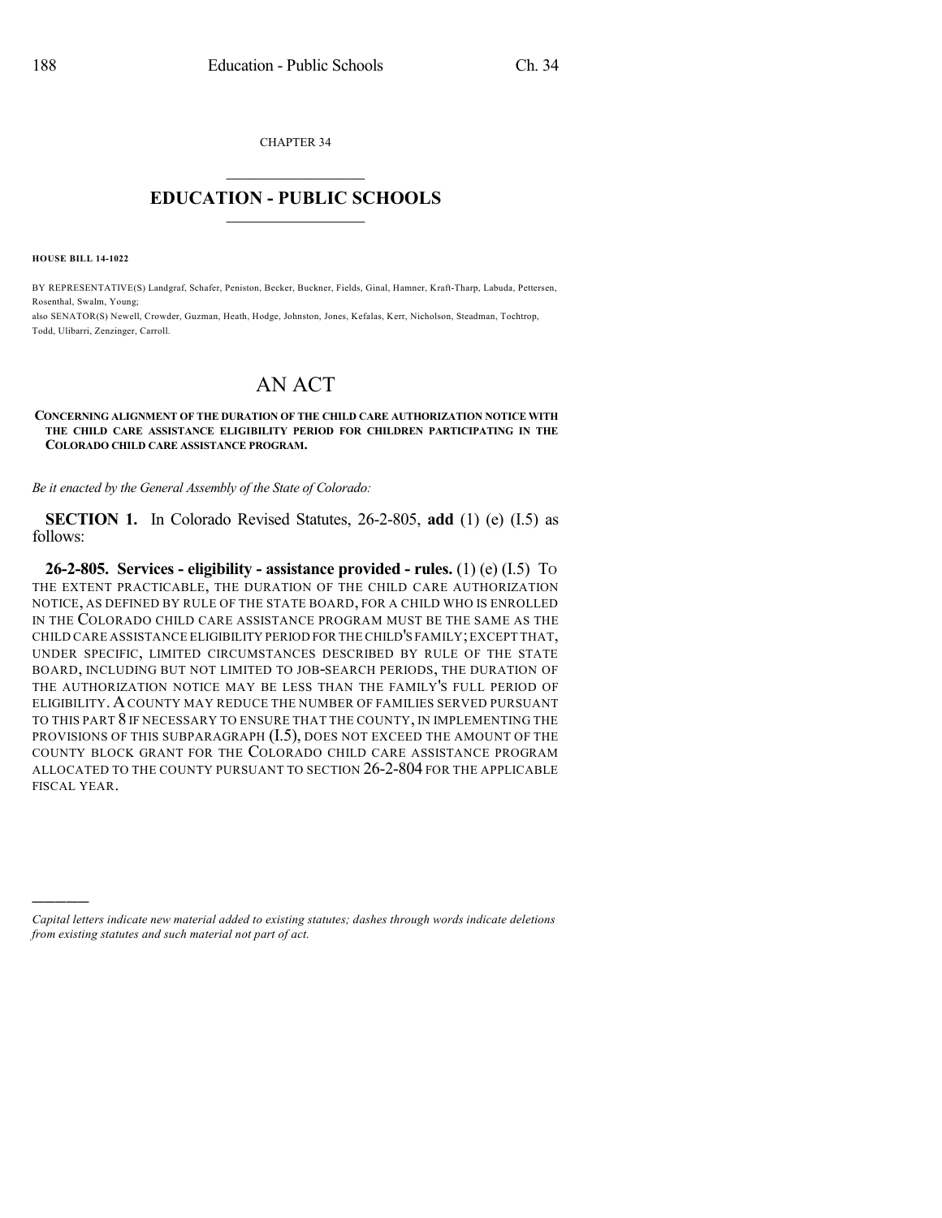CHAPTER 34

# EDUCATION - PUBLIC SCHOOLS

**HOUSE BILL 14-1022**

BY REPRESENTATIVE(S) Landgraf, Schafer, Peniston, Becker, Buckner, Fields, Ginal, Hamner, Kraft-Tharp, Labuda, Pettersen, Rosenthal, Swalm, Young;
also SENATOR(S) Newell, Crowder, Guzman, Heath, Hodge, Johnston, Jones, Kefalas, Kerr, Nicholson, Steadman, Tochtrop, Todd, Ulibarri, Zenzinger, Carroll.

# AN ACT

**CONCERNING ALIGNMENT OF THE DURATION OF THE CHILD CARE AUTHORIZATION NOTICE WITH THE CHILD CARE ASSISTANCE ELIGIBILITY PERIOD FOR CHILDREN PARTICIPATING IN THE COLORADO CHILD CARE ASSISTANCE PROGRAM.**

*Be it enacted by the General Assembly of the State of Colorado:*

**SECTION 1.** In Colorado Revised Statutes, 26-2-805, **add** (1) (e) (I.5) as follows:

**26-2-805. Services - eligibility - assistance provided - rules.** (1) (e) (I.5) TO THE EXTENT PRACTICABLE, THE DURATION OF THE CHILD CARE AUTHORIZATION NOTICE, AS DEFINED BY RULE OF THE STATE BOARD, FOR A CHILD WHO IS ENROLLED IN THE COLORADO CHILD CARE ASSISTANCE PROGRAM MUST BE THE SAME AS THE CHILD CARE ASSISTANCE ELIGIBILITY PERIOD FOR THE CHILD'S FAMILY; EXCEPT THAT, UNDER SPECIFIC, LIMITED CIRCUMSTANCES DESCRIBED BY RULE OF THE STATE BOARD, INCLUDING BUT NOT LIMITED TO JOB-SEARCH PERIODS, THE DURATION OF THE AUTHORIZATION NOTICE MAY BE LESS THAN THE FAMILY'S FULL PERIOD OF ELIGIBILITY. A COUNTY MAY REDUCE THE NUMBER OF FAMILIES SERVED PURSUANT TO THIS PART 8 IF NECESSARY TO ENSURE THAT THE COUNTY, IN IMPLEMENTING THE PROVISIONS OF THIS SUBPARAGRAPH (I.5), DOES NOT EXCEED THE AMOUNT OF THE COUNTY BLOCK GRANT FOR THE COLORADO CHILD CARE ASSISTANCE PROGRAM ALLOCATED TO THE COUNTY PURSUANT TO SECTION 26-2-804 FOR THE APPLICABLE FISCAL YEAR.

---

*Capital letters indicate new material added to existing statutes; dashes through words indicate deletions from existing statutes and such material not part of act.*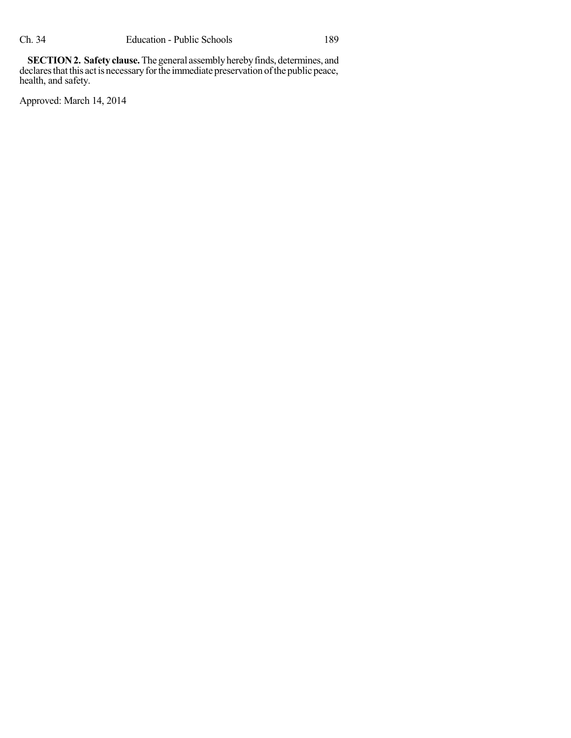**SECTION 2. Safety clause.** The general assembly hereby finds, determines, and declares that this act is necessary for the immediate preservation of the public peace, health, and safety.

Approved: March 14, 2014